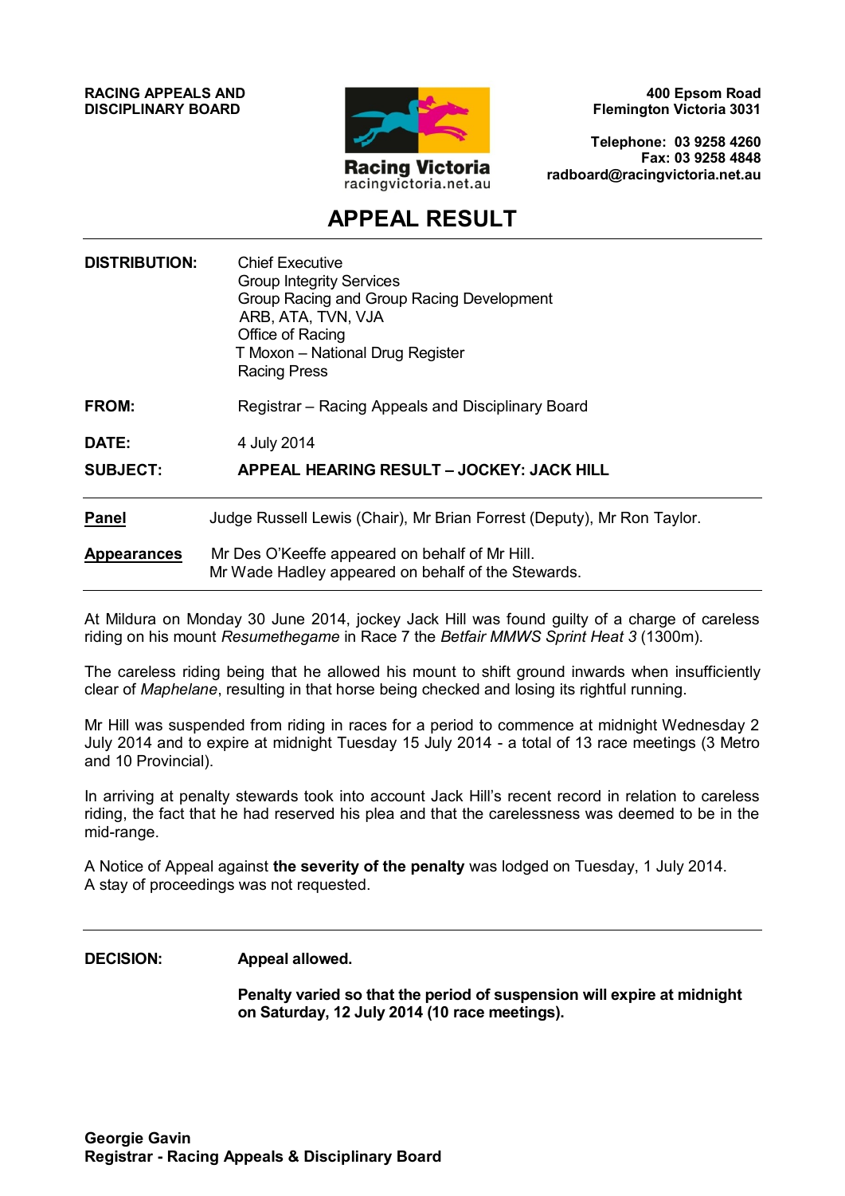**RACING APPEALS AND DISCIPLINARY BOARD**

Racing Victoria
racingvictoria.net.au

**400 Epsom Road**
**Flemington Victoria 3031**

**Telephone: 03 9258 4260**
**Fax: 03 9258 4848**
**radboard@racingvictoria.net.au**

# APPEAL RESULT

| | |
|---|---|
| **DISTRIBUTION:** | Chief Executive<br>Group Integrity Services<br>Group Racing and Group Racing Development<br>ARB, ATA, TVN, VJA<br>Office of Racing<br>T Moxon – National Drug Register<br>Racing Press |
| **FROM:** | Registrar – Racing Appeals and Disciplinary Board |
| **DATE:** | 4 July 2014 |
| **SUBJECT:** | **APPEAL HEARING RESULT – JOCKEY: JACK HILL** |

**Panel** Judge Russell Lewis (Chair), Mr Brian Forrest (Deputy), Mr Ron Taylor.

**Appearances** Mr Des O'Keeffe appeared on behalf of Mr Hill.
Mr Wade Hadley appeared on behalf of the Stewards.

At Mildura on Monday 30 June 2014, jockey Jack Hill was found guilty of a charge of careless riding on his mount *Resumethegame* in Race 7 the *Betfair MMWS Sprint Heat 3* (1300m).

The careless riding being that he allowed his mount to shift ground inwards when insufficiently clear of *Maphelane*, resulting in that horse being checked and losing its rightful running.

Mr Hill was suspended from riding in races for a period to commence at midnight Wednesday 2 July 2014 and to expire at midnight Tuesday 15 July 2014 - a total of 13 race meetings (3 Metro and 10 Provincial).

In arriving at penalty stewards took into account Jack Hill's recent record in relation to careless riding, the fact that he had reserved his plea and that the carelessness was deemed to be in the mid-range.

A Notice of Appeal against **the severity of the penalty** was lodged on Tuesday, 1 July 2014.
A stay of proceedings was not requested.

**DECISION:** **Appeal allowed.**

**Penalty varied so that the period of suspension will expire at midnight on Saturday, 12 July 2014 (10 race meetings).**

**Georgie Gavin**
**Registrar - Racing Appeals & Disciplinary Board**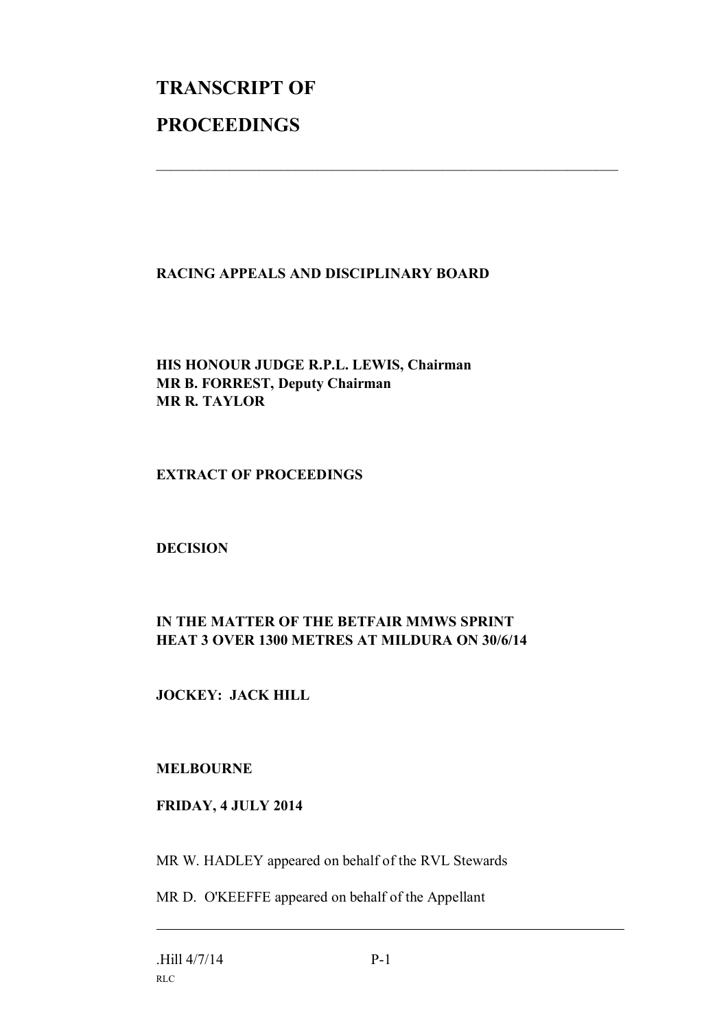# TRANSCRIPT OF

# PROCEEDINGS

---

**RACING APPEALS AND DISCIPLINARY BOARD**

**HIS HONOUR JUDGE R.P.L. LEWIS, Chairman**
**MR B. FORREST, Deputy Chairman**
**MR R. TAYLOR**

**EXTRACT OF PROCEEDINGS**

**DECISION**

**IN THE MATTER OF THE BETFAIR MMWS SPRINT HEAT 3 OVER 1300 METRES AT MILDURA ON 30/6/14**

**JOCKEY: JACK HILL**

**MELBOURNE**

**FRIDAY, 4 JULY 2014**

MR W. HADLEY appeared on behalf of the RVL Stewards

MR D. O'KEEFFE appeared on behalf of the Appellant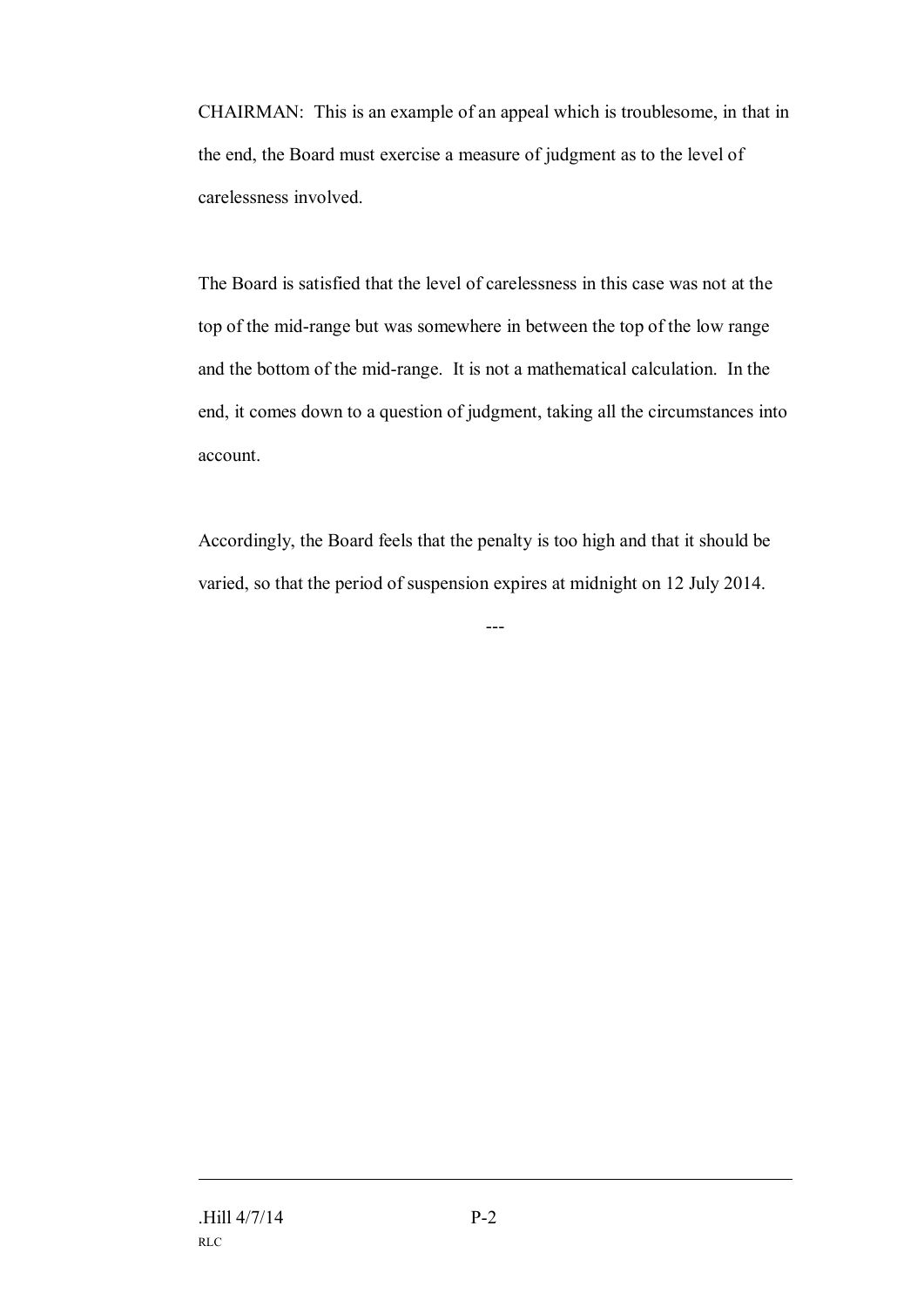CHAIRMAN: This is an example of an appeal which is troublesome, in that in the end, the Board must exercise a measure of judgment as to the level of carelessness involved.

The Board is satisfied that the level of carelessness in this case was not at the top of the mid-range but was somewhere in between the top of the low range and the bottom of the mid-range. It is not a mathematical calculation. In the end, it comes down to a question of judgment, taking all the circumstances into account.

Accordingly, the Board feels that the penalty is too high and that it should be varied, so that the period of suspension expires at midnight on 12 July 2014.

---